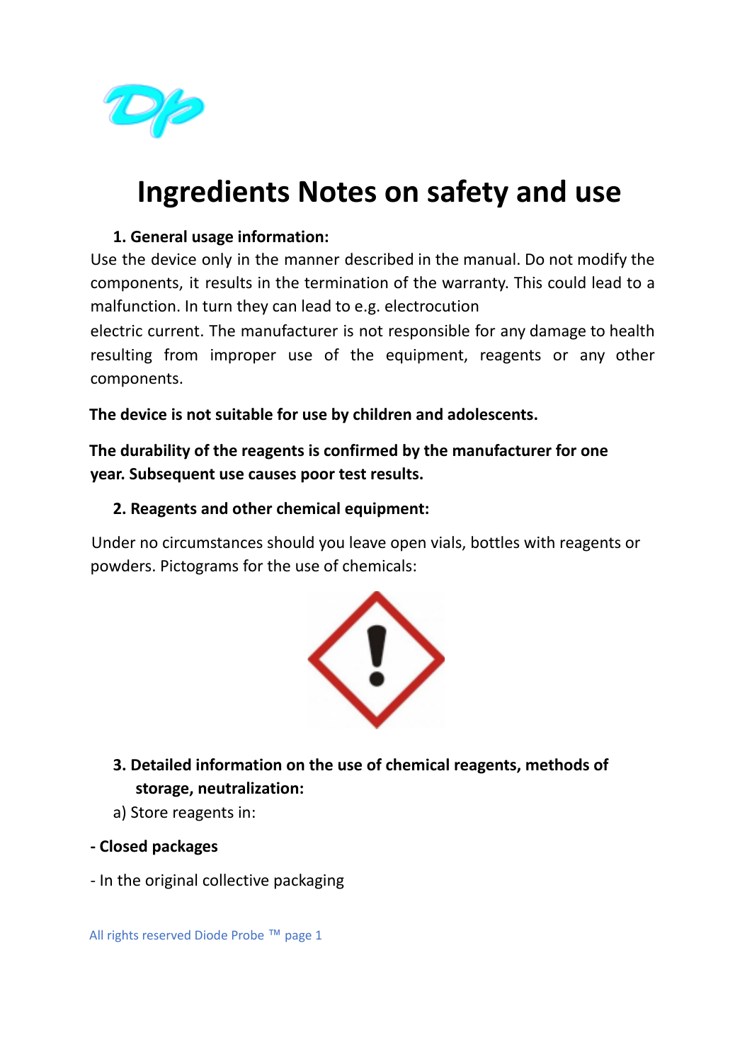// Ingredients Notes on safety and use

# Ingredients Notes on safety and use

1. **General usage information:**

Use the device only in the manner described in the manual. Do not modify the components, it results in the termination of the warranty. This could lead to a malfunction. In turn they can lead to e.g. electrocution

electric current. The manufacturer is not responsible for any damage to health resulting from improper use of the equipment, reagents or any other components.

**The device is not suitable for use by children and adolescents.**

**The durability of the reagents is confirmed by the manufacturer for one year. Subsequent use causes poor test results.**

2. **Reagents and other chemical equipment:**

Under no circumstances should you leave open vials, bottles with reagents or powders. Pictograms for the use of chemicals:

3. **Detailed information on the use of chemical reagents, methods of storage, neutralization:**

a) Store reagents in:

**- Closed packages**

- In the original collective packaging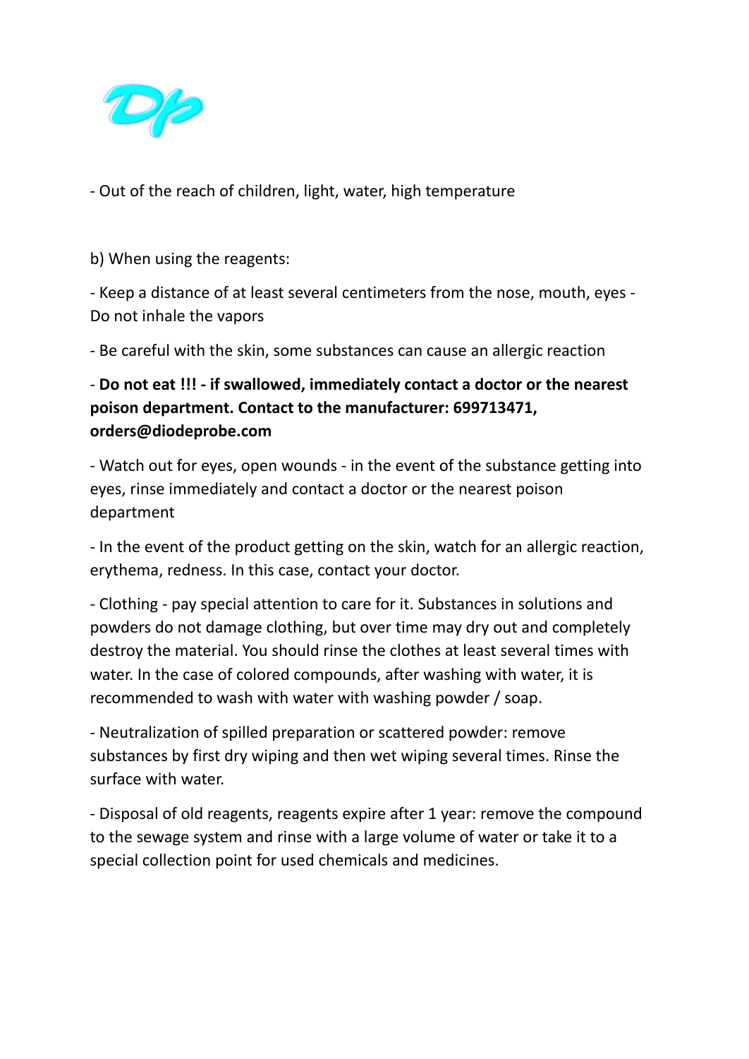- Out of the reach of children, light, water, high temperature

b) When using the reagents:

- Keep a distance of at least several centimeters from the nose, mouth, eyes - Do not inhale the vapors

- Be careful with the skin, some substances can cause an allergic reaction

- **Do not eat !!! - if swallowed, immediately contact a doctor or the nearest poison department. Contact to the manufacturer: 699713471, orders@diodeprobe.com**

- Watch out for eyes, open wounds - in the event of the substance getting into eyes, rinse immediately and contact a doctor or the nearest poison department

- In the event of the product getting on the skin, watch for an allergic reaction, erythema, redness. In this case, contact your doctor.

- Clothing - pay special attention to care for it. Substances in solutions and powders do not damage clothing, but over time may dry out and completely destroy the material. You should rinse the clothes at least several times with water. In the case of colored compounds, after washing with water, it is recommended to wash with water with washing powder / soap.

- Neutralization of spilled preparation or scattered powder: remove substances by first dry wiping and then wet wiping several times. Rinse the surface with water.

- Disposal of old reagents, reagents expire after 1 year: remove the compound to the sewage system and rinse with a large volume of water or take it to a special collection point for used chemicals and medicines.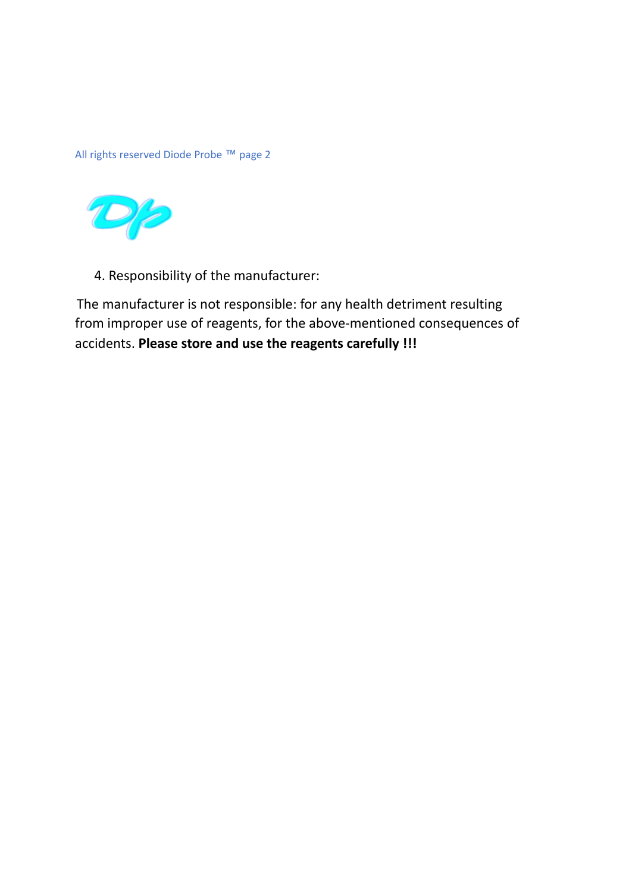4. Responsibility of the manufacturer:

The manufacturer is not responsible: for any health detriment resulting from improper use of reagents, for the above-mentioned consequences of accidents. **Please store and use the reagents carefully !!!**